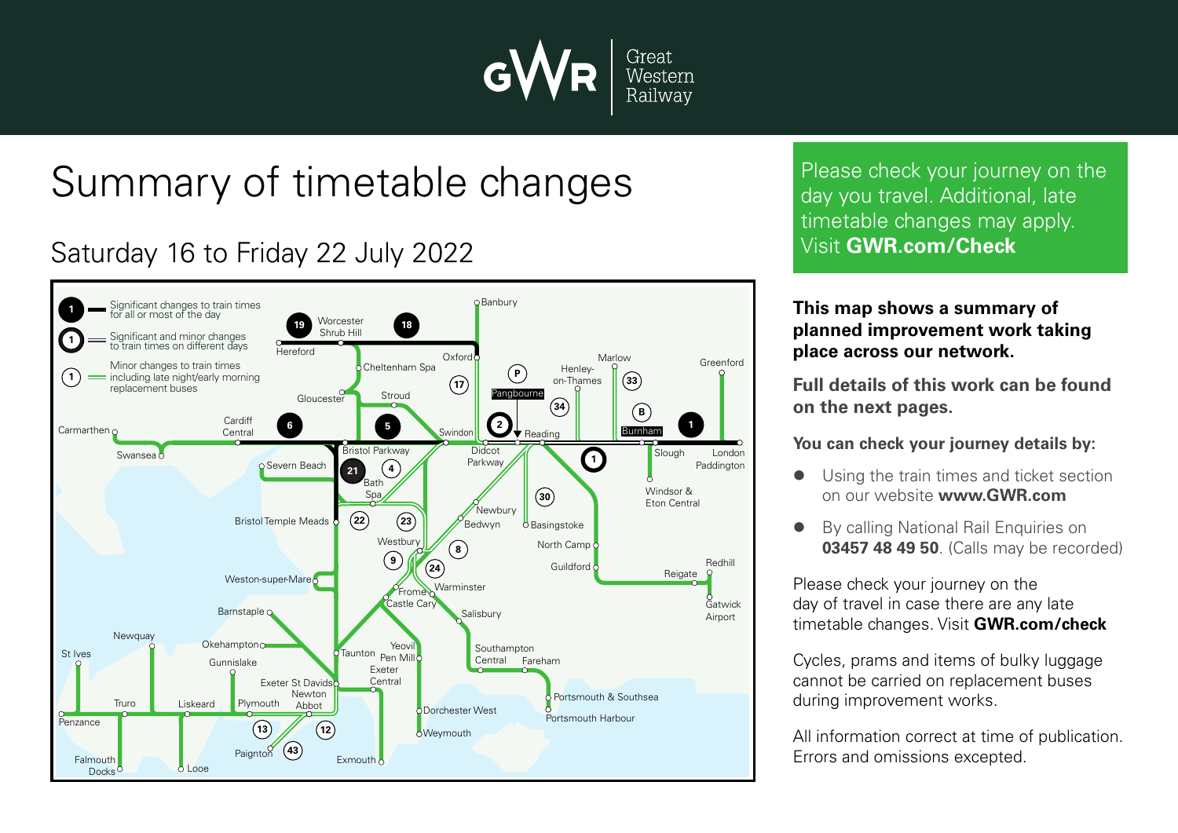Great Western Railway

# Summary of timetable changes

## Saturday 16 to Friday 22 July 2022

Significant changes to train times for all or most of the day

Significant and minor changes to train times on different days

Minor changes to train times including late night/early morning replacement buses

Please check your journey on the day you travel. Additional, late timetable changes may apply. Visit **GWR.com/Check**

**This map shows a summary of planned improvement work taking place across our network.**

**Full details of this work can be found on the next pages.**

**You can check your journey details by:**

- Using the train times and ticket section on our website **www.GWR.com**
- By calling National Rail Enquiries on **03457 48 49 50**. (Calls may be recorded)

Please check your journey on the day of travel in case there are any late timetable changes. Visit **GWR.com/check**

Cycles, prams and items of bulky luggage cannot be carried on replacement buses during improvement works.

All information correct at time of publication. Errors and omissions excepted.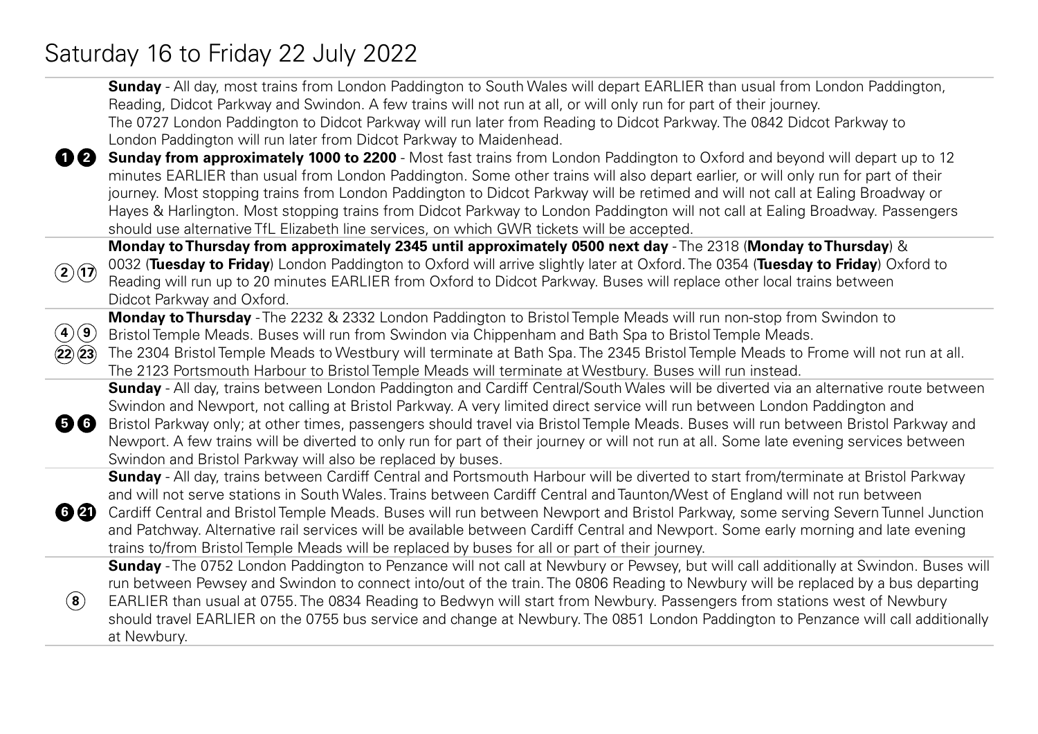# Saturday 16 to Friday 22 July 2022

| Routes | Details |
| --- | --- |
| 1 2 | **Sunday** - All day, most trains from London Paddington to South Wales will depart EARLIER than usual from London Paddington, Reading, Didcot Parkway and Swindon. A few trains will not run at all, or will only run for part of their journey. The 0727 London Paddington to Didcot Parkway will run later from Reading to Didcot Parkway. The 0842 Didcot Parkway to London Paddington will run later from Didcot Parkway to Maidenhead. **Sunday from approximately 1000 to 2200** - Most fast trains from London Paddington to Oxford and beyond will depart up to 12 minutes EARLIER than usual from London Paddington. Some other trains will also depart earlier, or will only run for part of their journey. Most stopping trains from London Paddington to Didcot Parkway will be retimed and will not call at Ealing Broadway or Hayes & Harlington. Most stopping trains from Didcot Parkway to London Paddington will not call at Ealing Broadway. Passengers should use alternative TfL Elizabeth line services, on which GWR tickets will be accepted. |
| 2 17 | **Monday to Thursday from approximately 2345 until approximately 0500 next day** - The 2318 (**Monday to Thursday**) & 0032 (**Tuesday to Friday**) London Paddington to Oxford will arrive slightly later at Oxford. The 0354 (**Tuesday to Friday**) Oxford to Reading will run up to 20 minutes EARLIER from Oxford to Didcot Parkway. Buses will replace other local trains between Didcot Parkway and Oxford. |
| 4 9 22 23 | **Monday to Thursday** - The 2232 & 2332 London Paddington to Bristol Temple Meads will run non-stop from Swindon to Bristol Temple Meads. Buses will run from Swindon via Chippenham and Bath Spa to Bristol Temple Meads. The 2304 Bristol Temple Meads to Westbury will terminate at Bath Spa. The 2345 Bristol Temple Meads to Frome will not run at all. The 2123 Portsmouth Harbour to Bristol Temple Meads will terminate at Westbury. Buses will run instead. |
| 5 6 | **Sunday** - All day, trains between London Paddington and Cardiff Central/South Wales will be diverted via an alternative route between Swindon and Newport, not calling at Bristol Parkway. A very limited direct service will run between London Paddington and Bristol Parkway only; at other times, passengers should travel via Bristol Temple Meads. Buses will run between Bristol Parkway and Newport. A few trains will be diverted to only run for part of their journey or will not run at all. Some late evening services between Swindon and Bristol Parkway will also be replaced by buses. |
| 6 21 | **Sunday** - All day, trains between Cardiff Central and Portsmouth Harbour will be diverted to start from/terminate at Bristol Parkway and will not serve stations in South Wales. Trains between Cardiff Central and Taunton/West of England will not run between Cardiff Central and Bristol Temple Meads. Buses will run between Newport and Bristol Parkway, some serving Severn Tunnel Junction and Patchway. Alternative rail services will be available between Cardiff Central and Newport. Some early morning and late evening trains to/from Bristol Temple Meads will be replaced by buses for all or part of their journey. |
| 8 | **Sunday** - The 0752 London Paddington to Penzance will not call at Newbury or Pewsey, but will call additionally at Swindon. Buses will run between Pewsey and Swindon to connect into/out of the train. The 0806 Reading to Newbury will be replaced by a bus departing EARLIER than usual at 0755. The 0834 Reading to Bedwyn will start from Newbury. Passengers from stations west of Newbury should travel EARLIER on the 0755 bus service and change at Newbury. The 0851 London Paddington to Penzance will call additionally at Newbury. |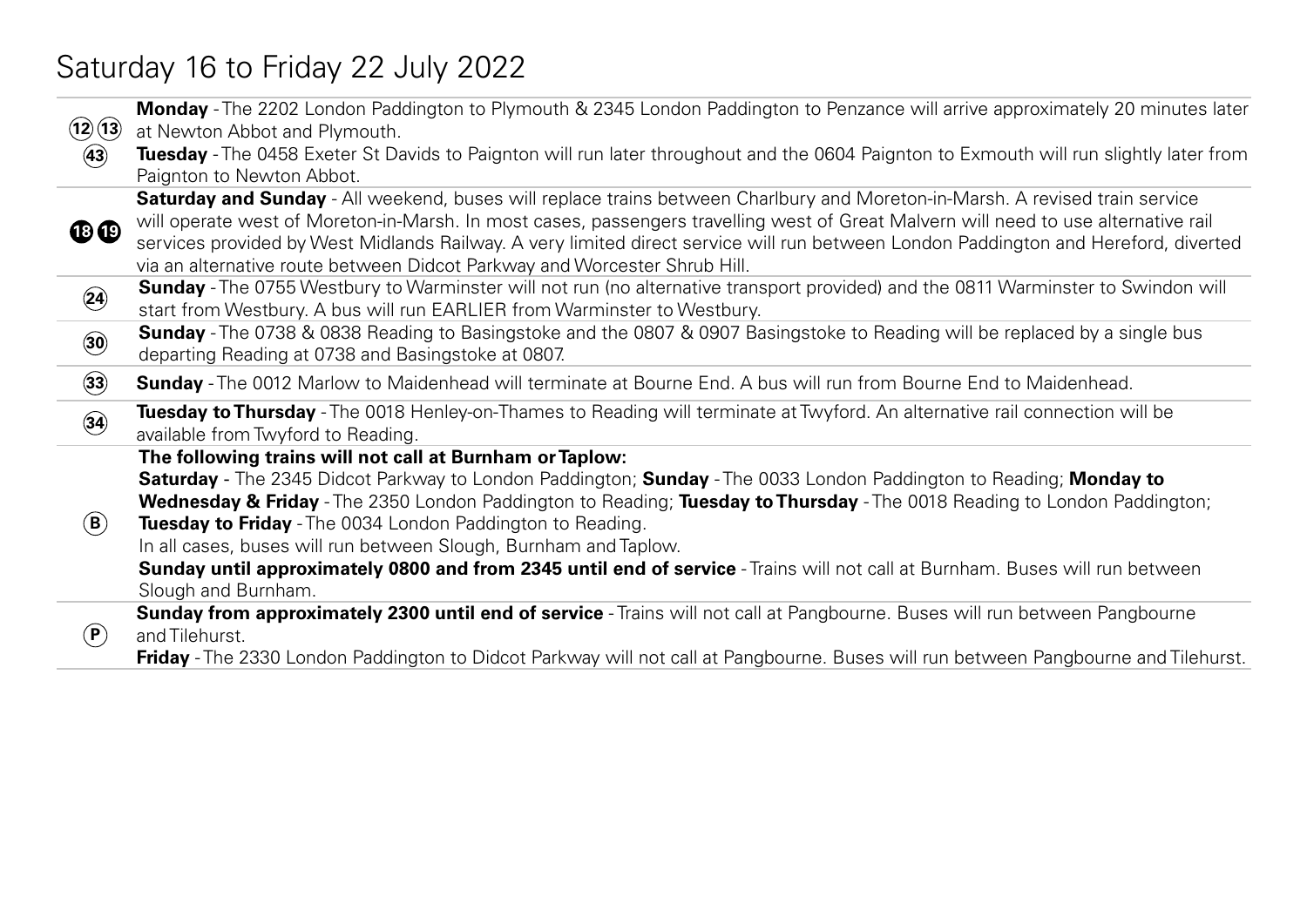# Saturday 16 to Friday 22 July 2022

| | |
|---|---|
| (12) (13) (43) | **Monday** - The 2202 London Paddington to Plymouth & 2345 London Paddington to Penzance will arrive approximately 20 minutes later at Newton Abbot and Plymouth.<br>**Tuesday** - The 0458 Exeter St Davids to Paignton will run later throughout and the 0604 Paignton to Exmouth will run slightly later from Paignton to Newton Abbot. |
| (18) (19) | **Saturday and Sunday** - All weekend, buses will replace trains between Charlbury and Moreton-in-Marsh. A revised train service will operate west of Moreton-in-Marsh. In most cases, passengers travelling west of Great Malvern will need to use alternative rail services provided by West Midlands Railway. A very limited direct service will run between London Paddington and Hereford, diverted via an alternative route between Didcot Parkway and Worcester Shrub Hill. |
| (24) | **Sunday** - The 0755 Westbury to Warminster will not run (no alternative transport provided) and the 0811 Warminster to Swindon will start from Westbury. A bus will run EARLIER from Warminster to Westbury. |
| (30) | **Sunday** - The 0738 & 0838 Reading to Basingstoke and the 0807 & 0907 Basingstoke to Reading will be replaced by a single bus departing Reading at 0738 and Basingstoke at 0807. |
| (33) | **Sunday** - The 0012 Marlow to Maidenhead will terminate at Bourne End. A bus will run from Bourne End to Maidenhead. |
| (34) | **Tuesday to Thursday** - The 0018 Henley-on-Thames to Reading will terminate at Twyford. An alternative rail connection will be available from Twyford to Reading. |
| (B) | **The following trains will not call at Burnham or Taplow:**<br>**Saturday** - The 2345 Didcot Parkway to London Paddington; **Sunday** - The 0033 London Paddington to Reading; **Monday to Wednesday & Friday** - The 2350 London Paddington to Reading; **Tuesday to Thursday** - The 0018 Reading to London Paddington; **Tuesday to Friday** - The 0034 London Paddington to Reading.<br>In all cases, buses will run between Slough, Burnham and Taplow.<br>**Sunday until approximately 0800 and from 2345 until end of service** - Trains will not call at Burnham. Buses will run between Slough and Burnham. |
| (P) | **Sunday from approximately 2300 until end of service** - Trains will not call at Pangbourne. Buses will run between Pangbourne and Tilehurst.<br>**Friday** - The 2330 London Paddington to Didcot Parkway will not call at Pangbourne. Buses will run between Pangbourne and Tilehurst. |